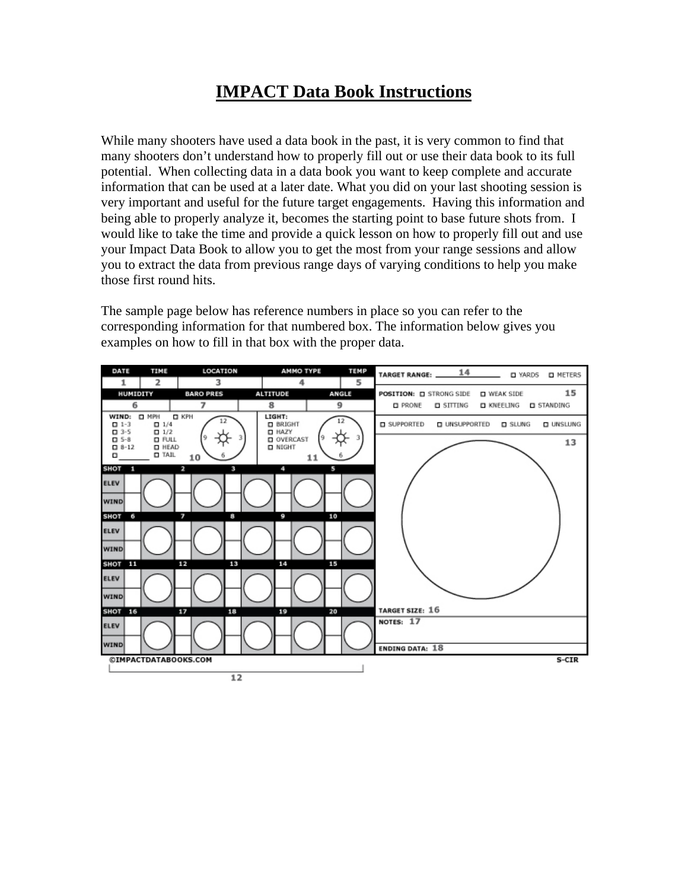# IMPACT Data Book Instructions

While many shooters have used a data book in the past, it is very common to find that many shooters don't understand how to properly fill out or use their data book to its full potential. When collecting data in a data book you want to keep complete and accurate information that can be used at a later date. What you did on your last shooting session is very important and useful for the future target engagements. Having this information and being able to properly analyze it, becomes the starting point to base future shots from. I would like to take the time and provide a quick lesson on how to properly fill out and use your Impact Data Book to allow you to get the most from your range sessions and allow you to extract the data from previous range days of varying conditions to help you make those first round hits.

The sample page below has reference numbers in place so you can refer to the corresponding information for that numbered box. The information below gives you examples on how to fill in that box with the proper data.

| DATE | TIME | LOCATION | AMMO TYPE | TEMP |
|---|---|---|---|---|
| 1 | 2 | 3 | 4 | 5 |

| HUMIDITY | BARO PRES | ALTITUDE | ANGLE |
|---|---|---|---|
| 6 | 7 | 8 | 9 |

WIND: ☐ MPH ☐ KPH
☐ 1-3 ☐ 1/4
☐ 3-5 ☐ 1/2
☐ 5-8 ☐ FULL
☐ 8-12 ☐ HEAD
☐ ______ ☐ TAIL
12 / 3 / 6 / 9 — 10

LIGHT:
☐ BRIGHT
☐ HAZY
☐ OVERCAST
☐ NIGHT
12 / 3 / 6 / 9 — 11

| SHOT | 1 | 2 | 3 | 4 | 5 |
|---|---|---|---|---|---|
| ELEV | | | | | |
| WIND | | | | | |
| **SHOT** | **6** | **7** | **8** | **9** | **10** |
| ELEV | | | | | |
| WIND | | | | | |
| **SHOT** | **11** | **12** | **13** | **14** | **15** |
| ELEV | | | | | |
| WIND | | | | | |
| **SHOT** | **16** | **17** | **18** | **19** | **20** |
| ELEV | | | | | |
| WIND | | | | | |

©IMPACTDATABOOKS.COM

12

TARGET RANGE: 14 ☐ YARDS ☐ METERS

POSITION: ☐ STRONG SIDE ☐ WEAK SIDE 15
☐ PRONE ☐ SITTING ☐ KNEELING ☐ STANDING

☐ SUPPORTED ☐ UNSUPPORTED ☐ SLUNG ☐ UNSLUNG

13

TARGET SIZE: 16

NOTES: 17

ENDING DATA: 18

S-CIR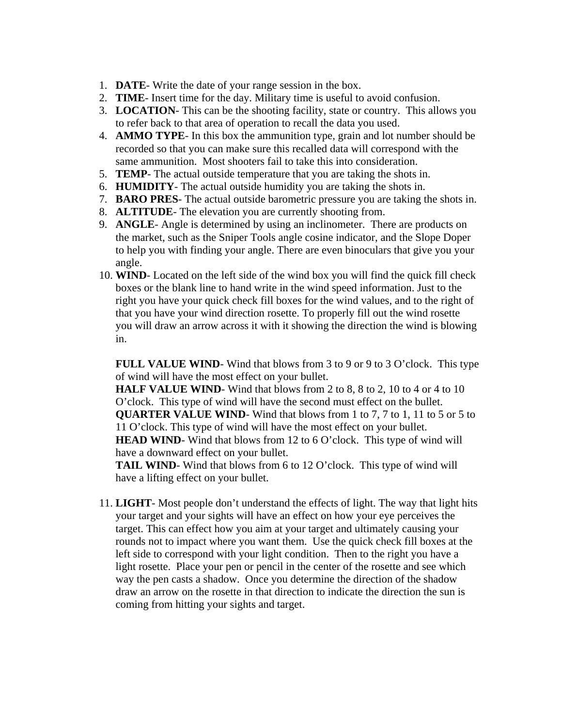1. **DATE**- Write the date of your range session in the box.
2. **TIME**- Insert time for the day. Military time is useful to avoid confusion.
3. **LOCATION**- This can be the shooting facility, state or country. This allows you to refer back to that area of operation to recall the data you used.
4. **AMMO TYPE**- In this box the ammunition type, grain and lot number should be recorded so that you can make sure this recalled data will correspond with the same ammunition. Most shooters fail to take this into consideration.
5. **TEMP**- The actual outside temperature that you are taking the shots in.
6. **HUMIDITY**- The actual outside humidity you are taking the shots in.
7. **BARO PRES**- The actual outside barometric pressure you are taking the shots in.
8. **ALTITUDE**- The elevation you are currently shooting from.
9. **ANGLE**- Angle is determined by using an inclinometer. There are products on the market, such as the Sniper Tools angle cosine indicator, and the Slope Doper to help you with finding your angle. There are even binoculars that give you your angle.
10. **WIND**- Located on the left side of the wind box you will find the quick fill check boxes or the blank line to hand write in the wind speed information. Just to the right you have your quick check fill boxes for the wind values, and to the right of that you have your wind direction rosette. To properly fill out the wind rosette you will draw an arrow across it with it showing the direction the wind is blowing in.

    **FULL VALUE WIND**- Wind that blows from 3 to 9 or 9 to 3 O'clock. This type of wind will have the most effect on your bullet.
    **HALF VALUE WIND**- Wind that blows from 2 to 8, 8 to 2, 10 to 4 or 4 to 10 O'clock. This type of wind will have the second must effect on the bullet.
    **QUARTER VALUE WIND**- Wind that blows from 1 to 7, 7 to 1, 11 to 5 or 5 to 11 O'clock. This type of wind will have the most effect on your bullet.
    **HEAD WIND**- Wind that blows from 12 to 6 O'clock. This type of wind will have a downward effect on your bullet.
    **TAIL WIND**- Wind that blows from 6 to 12 O'clock. This type of wind will have a lifting effect on your bullet.

11. **LIGHT**- Most people don't understand the effects of light. The way that light hits your target and your sights will have an effect on how your eye perceives the target. This can effect how you aim at your target and ultimately causing your rounds not to impact where you want them. Use the quick check fill boxes at the left side to correspond with your light condition. Then to the right you have a light rosette. Place your pen or pencil in the center of the rosette and see which way the pen casts a shadow. Once you determine the direction of the shadow draw an arrow on the rosette in that direction to indicate the direction the sun is coming from hitting your sights and target.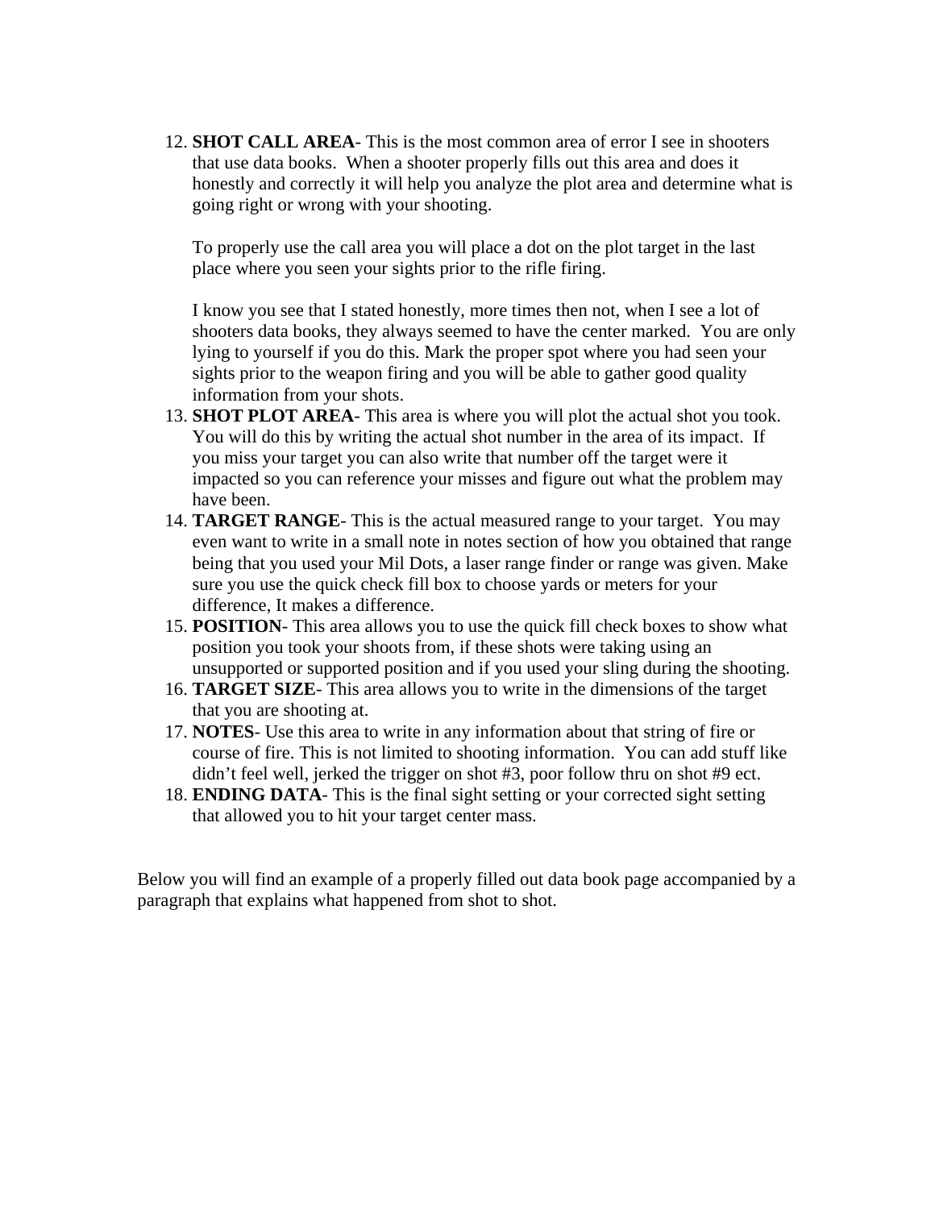12. **SHOT CALL AREA**- This is the most common area of error I see in shooters that use data books. When a shooter properly fills out this area and does it honestly and correctly it will help you analyze the plot area and determine what is going right or wrong with your shooting.

    To properly use the call area you will place a dot on the plot target in the last place where you seen your sights prior to the rifle firing.

    I know you see that I stated honestly, more times then not, when I see a lot of shooters data books, they always seemed to have the center marked. You are only lying to yourself if you do this. Mark the proper spot where you had seen your sights prior to the weapon firing and you will be able to gather good quality information from your shots.
13. **SHOT PLOT AREA**- This area is where you will plot the actual shot you took. You will do this by writing the actual shot number in the area of its impact. If you miss your target you can also write that number off the target were it impacted so you can reference your misses and figure out what the problem may have been.
14. **TARGET RANGE**- This is the actual measured range to your target. You may even want to write in a small note in notes section of how you obtained that range being that you used your Mil Dots, a laser range finder or range was given. Make sure you use the quick check fill box to choose yards or meters for your difference, It makes a difference.
15. **POSITION**- This area allows you to use the quick fill check boxes to show what position you took your shoots from, if these shots were taking using an unsupported or supported position and if you used your sling during the shooting.
16. **TARGET SIZE**- This area allows you to write in the dimensions of the target that you are shooting at.
17. **NOTES**- Use this area to write in any information about that string of fire or course of fire. This is not limited to shooting information. You can add stuff like didn't feel well, jerked the trigger on shot #3, poor follow thru on shot #9 ect.
18. **ENDING DATA**- This is the final sight setting or your corrected sight setting that allowed you to hit your target center mass.

Below you will find an example of a properly filled out data book page accompanied by a paragraph that explains what happened from shot to shot.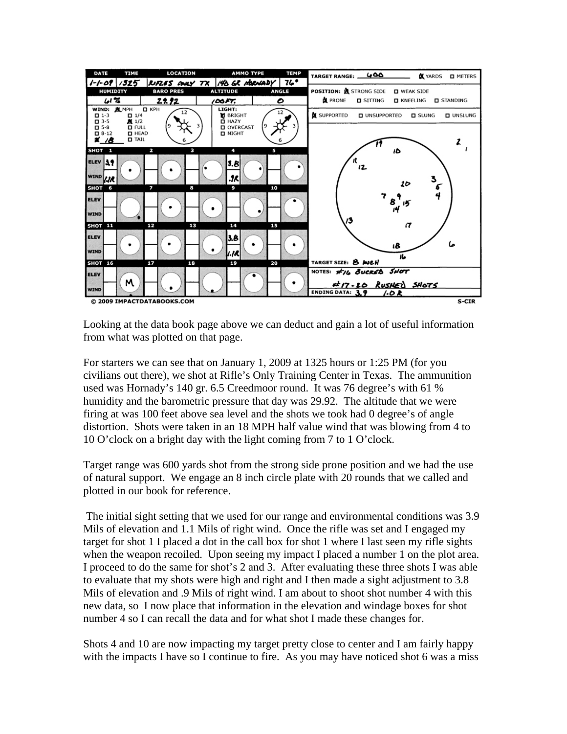| DATE | TIME | LOCATION | AMMO TYPE | TEMP |
|---|---|---|---|---|
| 1-1-09 | 1325 | RIFLES ONLY TX | 140 GR HORNADY | 76° |

| HUMIDITY | BARO PRES | ALTITUDE | ANGLE |
|---|---|---|---|
| 61% | 29.92 | 100FT. | 0 |

WIND: ☒ MPH ☐ KPH — ☒ 18 — ☒ 1/2

LIGHT: ☒ BRIGHT

TARGET RANGE: 600 ☒ YARDS ☐ METERS

POSITION: ☒ STRONG SIDE ☐ WEAK SIDE — ☒ PRONE ☐ SITTING ☐ KNEELING ☐ STANDING — ☒ SUPPORTED ☐ UNSUPPORTED ☐ SLUNG ☐ UNSLUNG

| SHOT | ELEV | WIND |
|---|---|---|
| 1 | 3.9 | 1.1R |
| 4 | 3.8 | .9R |
| 14 | 3.8 | 1.1R |
| 16 | M | |

TARGET SIZE: 8 INCH

NOTES: #16 BUCKED SHOT

#17-20 RUSHED SHOTS

ENDING DATA: 3.9 1.0 R

© 2009 IMPACTDATABOOKS.COM S-CIR

Looking at the data book page above we can deduct and gain a lot of useful information from what was plotted on that page.

For starters we can see that on January 1, 2009 at 1325 hours or 1:25 PM (for you civilians out there), we shot at Rifle's Only Training Center in Texas. The ammunition used was Hornady's 140 gr. 6.5 Creedmoor round. It was 76 degree's with 61 % humidity and the barometric pressure that day was 29.92. The altitude that we were firing at was 100 feet above sea level and the shots we took had 0 degree's of angle distortion. Shots were taken in an 18 MPH half value wind that was blowing from 4 to 10 O'clock on a bright day with the light coming from 7 to 1 O'clock.

Target range was 600 yards shot from the strong side prone position and we had the use of natural support. We engage an 8 inch circle plate with 20 rounds that we called and plotted in our book for reference.

The initial sight setting that we used for our range and environmental conditions was 3.9 Mils of elevation and 1.1 Mils of right wind. Once the rifle was set and I engaged my target for shot 1 I placed a dot in the call box for shot 1 where I last seen my rifle sights when the weapon recoiled. Upon seeing my impact I placed a number 1 on the plot area. I proceed to do the same for shot's 2 and 3. After evaluating these three shots I was able to evaluate that my shots were high and right and I then made a sight adjustment to 3.8 Mils of elevation and .9 Mils of right wind. I am about to shoot shot number 4 with this new data, so I now place that information in the elevation and windage boxes for shot number 4 so I can recall the data and for what shot I made these changes for.

Shots 4 and 10 are now impacting my target pretty close to center and I am fairly happy with the impacts I have so I continue to fire. As you may have noticed shot 6 was a miss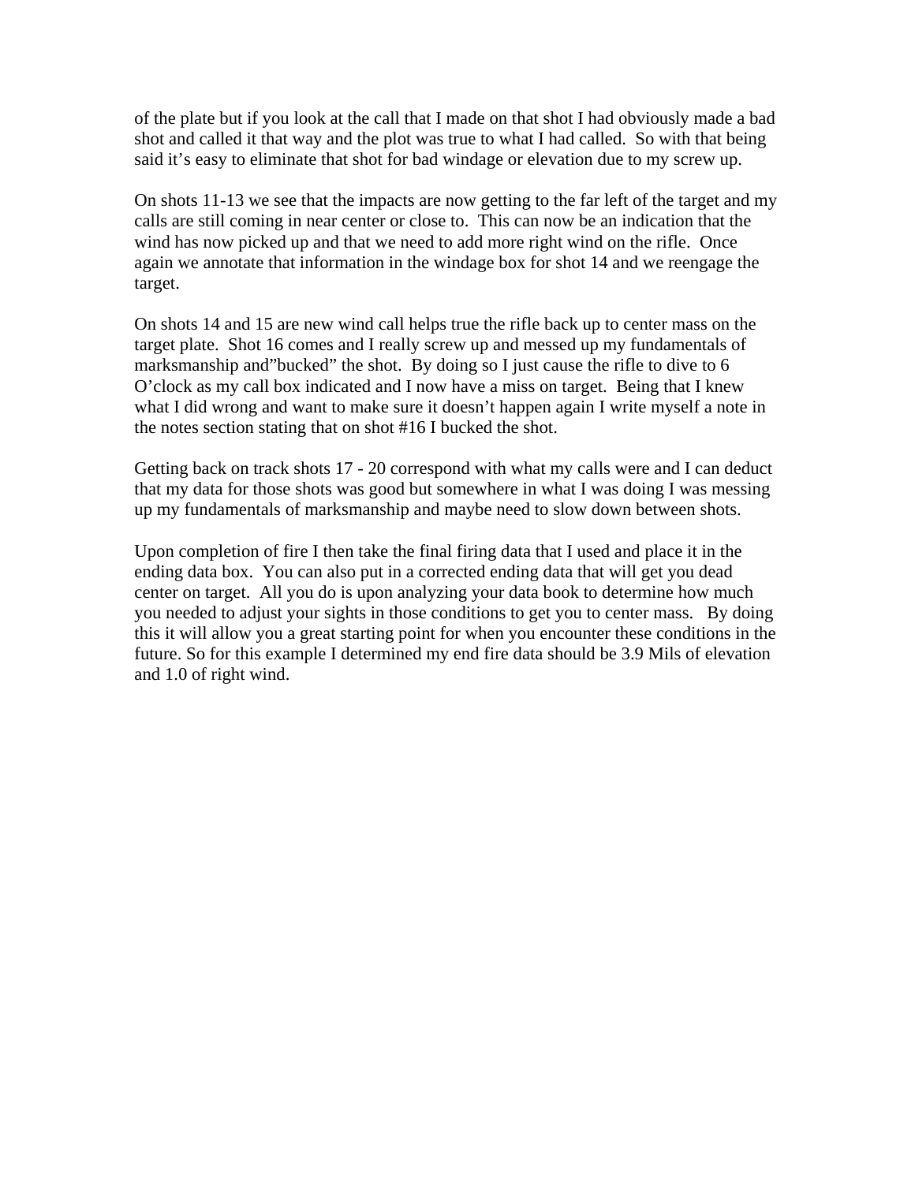of the plate but if you look at the call that I made on that shot I had obviously made a bad shot and called it that way and the plot was true to what I had called. So with that being said it's easy to eliminate that shot for bad windage or elevation due to my screw up.

On shots 11-13 we see that the impacts are now getting to the far left of the target and my calls are still coming in near center or close to. This can now be an indication that the wind has now picked up and that we need to add more right wind on the rifle. Once again we annotate that information in the windage box for shot 14 and we reengage the target.

On shots 14 and 15 are new wind call helps true the rifle back up to center mass on the target plate. Shot 16 comes and I really screw up and messed up my fundamentals of marksmanship and"bucked" the shot. By doing so I just cause the rifle to dive to 6 O'clock as my call box indicated and I now have a miss on target. Being that I knew what I did wrong and want to make sure it doesn't happen again I write myself a note in the notes section stating that on shot #16 I bucked the shot.

Getting back on track shots 17 - 20 correspond with what my calls were and I can deduct that my data for those shots was good but somewhere in what I was doing I was messing up my fundamentals of marksmanship and maybe need to slow down between shots.

Upon completion of fire I then take the final firing data that I used and place it in the ending data box. You can also put in a corrected ending data that will get you dead center on target. All you do is upon analyzing your data book to determine how much you needed to adjust your sights in those conditions to get you to center mass. By doing this it will allow you a great starting point for when you encounter these conditions in the future. So for this example I determined my end fire data should be 3.9 Mils of elevation and 1.0 of right wind.